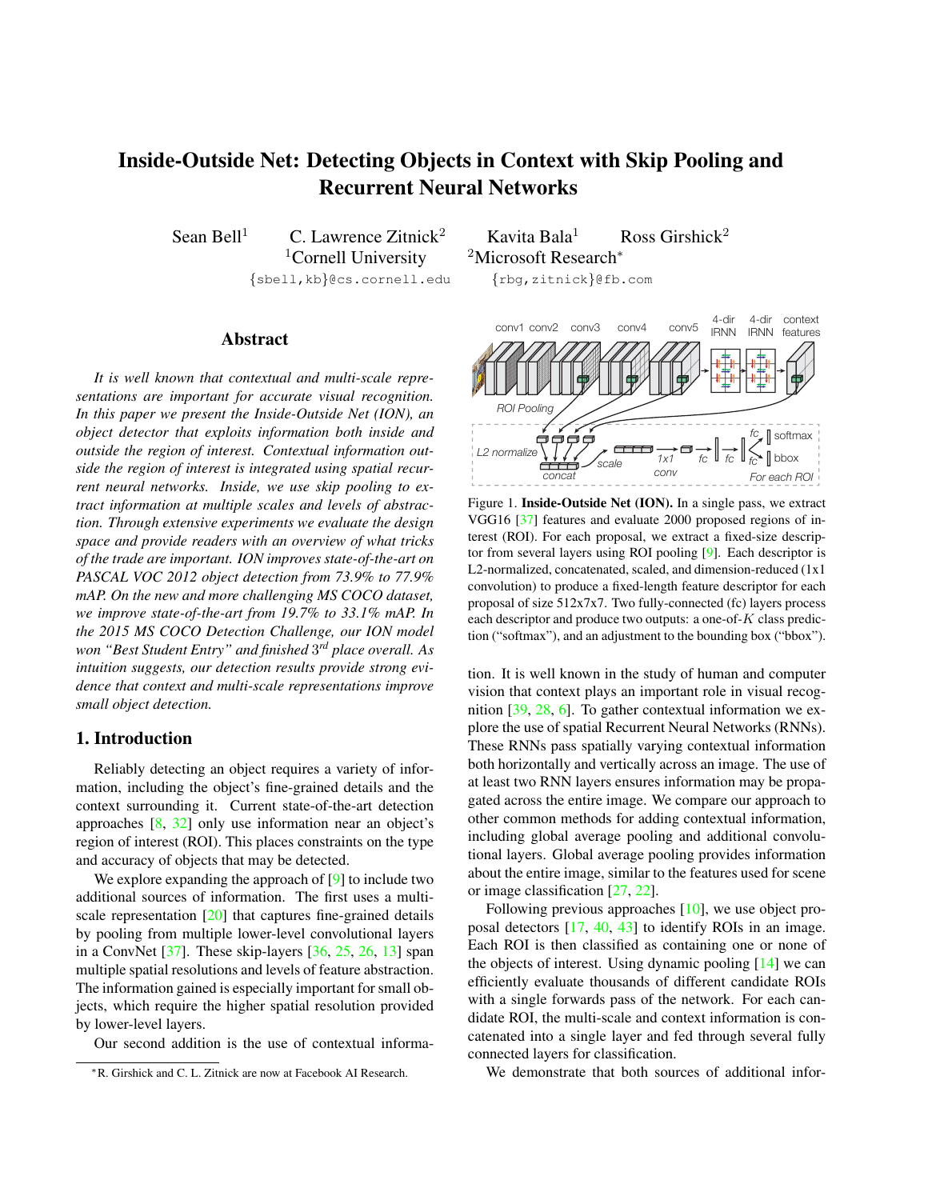# Inside-Outside Net: Detecting Objects in Context with Skip Pooling and Recurrent Neural Networks

Sean Bell[1] C. Lawrence Zitnick[2] Kavita Bala[1] Ross Girshick[2]

[1]Cornell University [2]Microsoft Research*

{sbell,kb}@cs.cornell.edu {rbg,zitnick}@fb.com

## Abstract

*It is well known that contextual and multi-scale representations are important for accurate visual recognition. In this paper we present the Inside-Outside Net (ION), an object detector that exploits information both inside and outside the region of interest. Contextual information outside the region of interest is integrated using spatial recurrent neural networks. Inside, we use skip pooling to extract information at multiple scales and levels of abstraction. Through extensive experiments we evaluate the design space and provide readers with an overview of what tricks of the trade are important. ION improves state-of-the-art on PASCAL VOC 2012 object detection from 73.9% to 77.9% mAP. On the new and more challenging MS COCO dataset, we improve state-of-the-art from 19.7% to 33.1% mAP. In the 2015 MS COCO Detection Challenge, our ION model won "Best Student Entry" and finished 3rd place overall. As intuition suggests, our detection results provide strong evidence that context and multi-scale representations improve small object detection.*

## 1. Introduction

Reliably detecting an object requires a variety of information, including the object's fine-grained details and the context surrounding it. Current state-of-the-art detection approaches [8, 32] only use information near an object's region of interest (ROI). This places constraints on the type and accuracy of objects that may be detected.

We explore expanding the approach of [9] to include two additional sources of information. The first uses a multi-scale representation [20] that captures fine-grained details by pooling from multiple lower-level convolutional layers in a ConvNet [37]. These skip-layers [36, 25, 26, 13] span multiple spatial resolutions and levels of feature abstraction. The information gained is especially important for small objects, which require the higher spatial resolution provided by lower-level layers.

Our second addition is the use of contextual information. It is well known in the study of human and computer vision that context plays an important role in visual recognition [39, 28, 6]. To gather contextual information we explore the use of spatial Recurrent Neural Networks (RNNs). These RNNs pass spatially varying contextual information both horizontally and vertically across an image. The use of at least two RNN layers ensures information may be propagated across the entire image. We compare our approach to other common methods for adding contextual information, including global average pooling and additional convolutional layers. Global average pooling provides information about the entire image, similar to the features used for scene or image classification [27, 22].

Following previous approaches [10], we use object proposal detectors [17, 40, 43] to identify ROIs in an image. Each ROI is then classified as containing one or none of the objects of interest. Using dynamic pooling [14] we can efficiently evaluate thousands of different candidate ROIs with a single forwards pass of the network. For each candidate ROI, the multi-scale and context information is concatenated into a single layer and fed through several fully connected layers for classification.

We demonstrate that both sources of additional infor-

Figure 1. **Inside-Outside Net (ION).** In a single pass, we extract VGG16 [37] features and evaluate 2000 proposed regions of interest (ROI). For each proposal, we extract a fixed-size descriptor from several layers using ROI pooling [9]. Each descriptor is L2-normalized, concatenated, scaled, and dimension-reduced (1x1 convolution) to produce a fixed-length feature descriptor for each proposal of size 512x7x7. Two fully-connected (fc) layers process each descriptor and produce two outputs: a one-of-$K$ class prediction ("softmax"), and an adjustment to the bounding box ("bbox").

*R. Girshick and C. L. Zitnick are now at Facebook AI Research.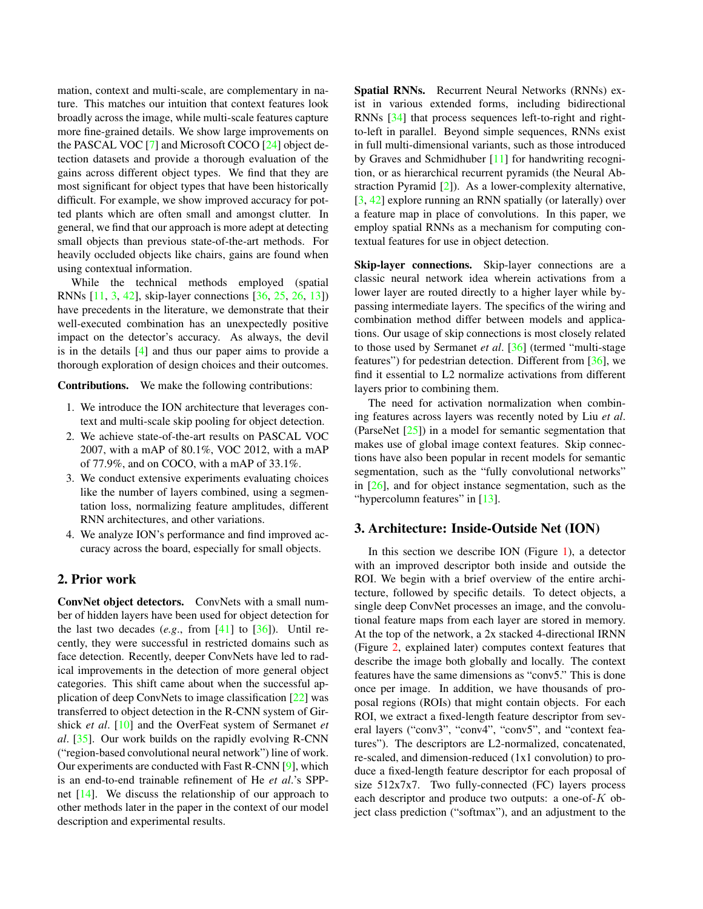mation, context and multi-scale, are complementary in nature. This matches our intuition that context features look broadly across the image, while multi-scale features capture more fine-grained details. We show large improvements on the PASCAL VOC [7] and Microsoft COCO [24] object detection datasets and provide a thorough evaluation of the gains across different object types. We find that they are most significant for object types that have been historically difficult. For example, we show improved accuracy for potted plants which are often small and amongst clutter. In general, we find that our approach is more adept at detecting small objects than previous state-of-the-art methods. For heavily occluded objects like chairs, gains are found when using contextual information.

While the technical methods employed (spatial RNNs [11, 3, 42], skip-layer connections [36, 25, 26, 13]) have precedents in the literature, we demonstrate that their well-executed combination has an unexpectedly positive impact on the detector's accuracy. As always, the devil is in the details [4] and thus our paper aims to provide a thorough exploration of design choices and their outcomes.

**Contributions.** We make the following contributions:

1. We introduce the ION architecture that leverages context and multi-scale skip pooling for object detection.
2. We achieve state-of-the-art results on PASCAL VOC 2007, with a mAP of 80.1%, VOC 2012, with a mAP of 77.9%, and on COCO, with a mAP of 33.1%.
3. We conduct extensive experiments evaluating choices like the number of layers combined, using a segmentation loss, normalizing feature amplitudes, different RNN architectures, and other variations.
4. We analyze ION's performance and find improved accuracy across the board, especially for small objects.

## 2. Prior work

**ConvNet object detectors.** ConvNets with a small number of hidden layers have been used for object detection for the last two decades (*e.g*., from [41] to [36]). Until recently, they were successful in restricted domains such as face detection. Recently, deeper ConvNets have led to radical improvements in the detection of more general object categories. This shift came about when the successful application of deep ConvNets to image classification [22] was transferred to object detection in the R-CNN system of Girshick *et al*. [10] and the OverFeat system of Sermanet *et al*. [35]. Our work builds on the rapidly evolving R-CNN ("region-based convolutional neural network") line of work. Our experiments are conducted with Fast R-CNN [9], which is an end-to-end trainable refinement of He *et al*.'s SPP-net [14]. We discuss the relationship of our approach to other methods later in the paper in the context of our model description and experimental results.

**Spatial RNNs.** Recurrent Neural Networks (RNNs) exist in various extended forms, including bidirectional RNNs [34] that process sequences left-to-right and right-to-left in parallel. Beyond simple sequences, RNNs exist in full multi-dimensional variants, such as those introduced by Graves and Schmidhuber [11] for handwriting recognition, or as hierarchical recurrent pyramids (the Neural Abstraction Pyramid [2]). As a lower-complexity alternative, [3, 42] explore running an RNN spatially (or laterally) over a feature map in place of convolutions. In this paper, we employ spatial RNNs as a mechanism for computing contextual features for use in object detection.

**Skip-layer connections.** Skip-layer connections are a classic neural network idea wherein activations from a lower layer are routed directly to a higher layer while bypassing intermediate layers. The specifics of the wiring and combination method differ between models and applications. Our usage of skip connections is most closely related to those used by Sermanet *et al*. [36] (termed "multi-stage features") for pedestrian detection. Different from [36], we find it essential to L2 normalize activations from different layers prior to combining them.

The need for activation normalization when combining features across layers was recently noted by Liu *et al*. (ParseNet [25]) in a model for semantic segmentation that makes use of global image context features. Skip connections have also been popular in recent models for semantic segmentation, such as the "fully convolutional networks" in [26], and for object instance segmentation, such as the "hypercolumn features" in [13].

## 3. Architecture: Inside-Outside Net (ION)

In this section we describe ION (Figure 1), a detector with an improved descriptor both inside and outside the ROI. We begin with a brief overview of the entire architecture, followed by specific details. To detect objects, a single deep ConvNet processes an image, and the convolutional feature maps from each layer are stored in memory. At the top of the network, a 2x stacked 4-directional IRNN (Figure 2, explained later) computes context features that describe the image both globally and locally. The context features have the same dimensions as "conv5." This is done once per image. In addition, we have thousands of proposal regions (ROIs) that might contain objects. For each ROI, we extract a fixed-length feature descriptor from several layers ("conv3", "conv4", "conv5", and "context features"). The descriptors are L2-normalized, concatenated, re-scaled, and dimension-reduced (1x1 convolution) to produce a fixed-length feature descriptor for each proposal of size 512x7x7. Two fully-connected (FC) layers process each descriptor and produce two outputs: a one-of-$K$ object class prediction ("softmax"), and an adjustment to the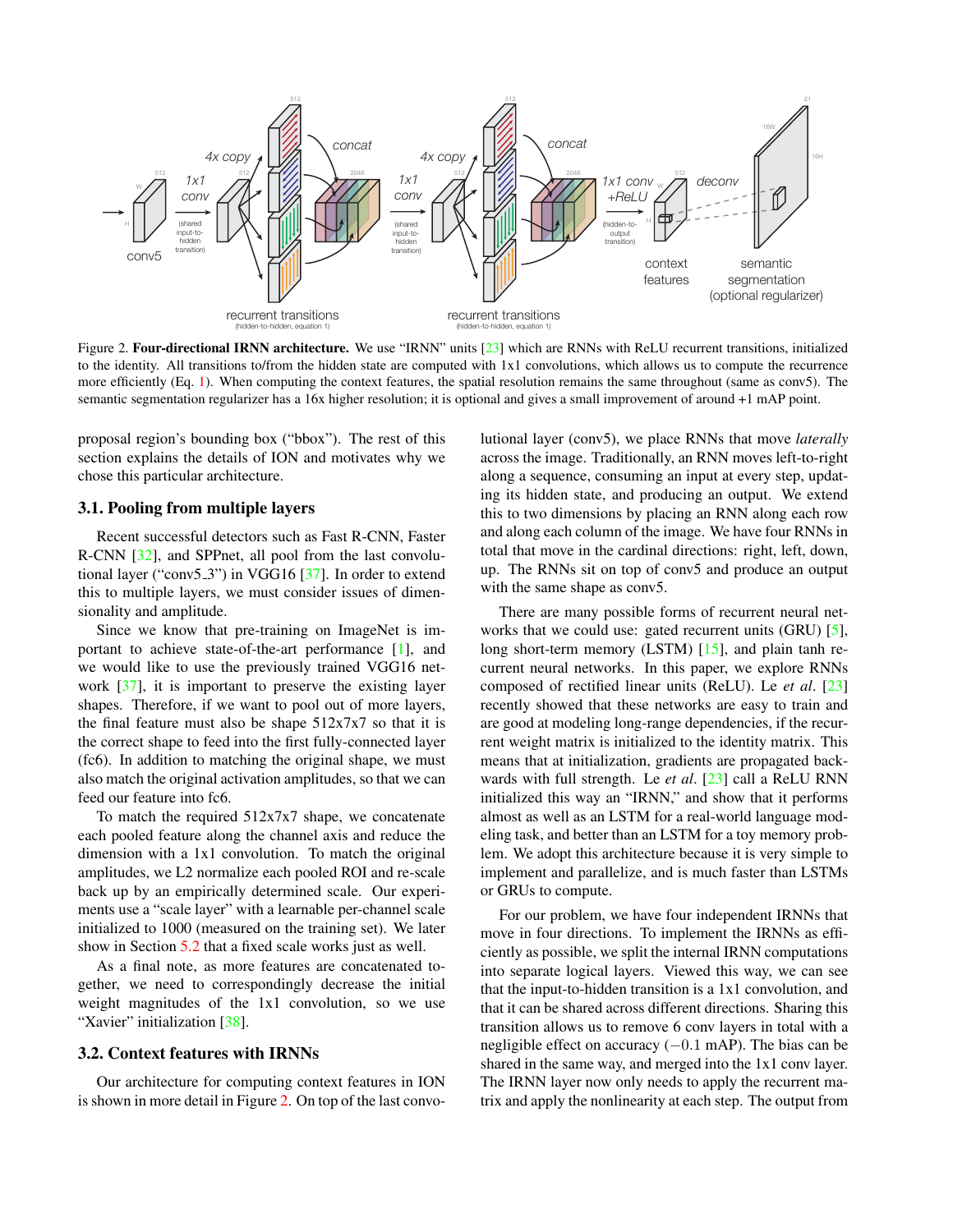Figure 2. **Four-directional IRNN architecture.** We use "IRNN" units [23] which are RNNs with ReLU recurrent transitions, initialized to the identity. All transitions to/from the hidden state are computed with 1x1 convolutions, which allows us to compute the recurrence more efficiently (Eq. 1). When computing the context features, the spatial resolution remains the same throughout (same as conv5). The semantic segmentation regularizer has a 16x higher resolution; it is optional and gives a small improvement of around +1 mAP point.

proposal region's bounding box ("bbox"). The rest of this section explains the details of ION and motivates why we chose this particular architecture.

### 3.1. Pooling from multiple layers

Recent successful detectors such as Fast R-CNN, Faster R-CNN [32], and SPPnet, all pool from the last convolutional layer ("conv5_3") in VGG16 [37]. In order to extend this to multiple layers, we must consider issues of dimensionality and amplitude.

Since we know that pre-training on ImageNet is important to achieve state-of-the-art performance [1], and we would like to use the previously trained VGG16 network [37], it is important to preserve the existing layer shapes. Therefore, if we want to pool out of more layers, the final feature must also be shape 512x7x7 so that it is the correct shape to feed into the first fully-connected layer (fc6). In addition to matching the original shape, we must also match the original activation amplitudes, so that we can feed our feature into fc6.

To match the required 512x7x7 shape, we concatenate each pooled feature along the channel axis and reduce the dimension with a 1x1 convolution. To match the original amplitudes, we L2 normalize each pooled ROI and re-scale back up by an empirically determined scale. Our experiments use a "scale layer" with a learnable per-channel scale initialized to 1000 (measured on the training set). We later show in Section 5.2 that a fixed scale works just as well.

As a final note, as more features are concatenated together, we need to correspondingly decrease the initial weight magnitudes of the 1x1 convolution, so we use "Xavier" initialization [38].

### 3.2. Context features with IRNNs

Our architecture for computing context features in ION is shown in more detail in Figure 2. On top of the last convolutional layer (conv5), we place RNNs that move *laterally* across the image. Traditionally, an RNN moves left-to-right along a sequence, consuming an input at every step, updating its hidden state, and producing an output. We extend this to two dimensions by placing an RNN along each row and along each column of the image. We have four RNNs in total that move in the cardinal directions: right, left, down, up. The RNNs sit on top of conv5 and produce an output with the same shape as conv5.

There are many possible forms of recurrent neural networks that we could use: gated recurrent units (GRU) [5], long short-term memory (LSTM) [15], and plain tanh recurrent neural networks. In this paper, we explore RNNs composed of rectified linear units (ReLU). Le *et al*. [23] recently showed that these networks are easy to train and are good at modeling long-range dependencies, if the recurrent weight matrix is initialized to the identity matrix. This means that at initialization, gradients are propagated backwards with full strength. Le *et al*. [23] call a ReLU RNN initialized this way an "IRNN," and show that it performs almost as well as an LSTM for a real-world language modeling task, and better than an LSTM for a toy memory problem. We adopt this architecture because it is very simple to implement and parallelize, and is much faster than LSTMs or GRUs to compute.

For our problem, we have four independent IRNNs that move in four directions. To implement the IRNNs as efficiently as possible, we split the internal IRNN computations into separate logical layers. Viewed this way, we can see that the input-to-hidden transition is a 1x1 convolution, and that it can be shared across different directions. Sharing this transition allows us to remove 6 conv layers in total with a negligible effect on accuracy ($-0.1$ mAP). The bias can be shared in the same way, and merged into the 1x1 conv layer. The IRNN layer now only needs to apply the recurrent matrix and apply the nonlinearity at each step. The output from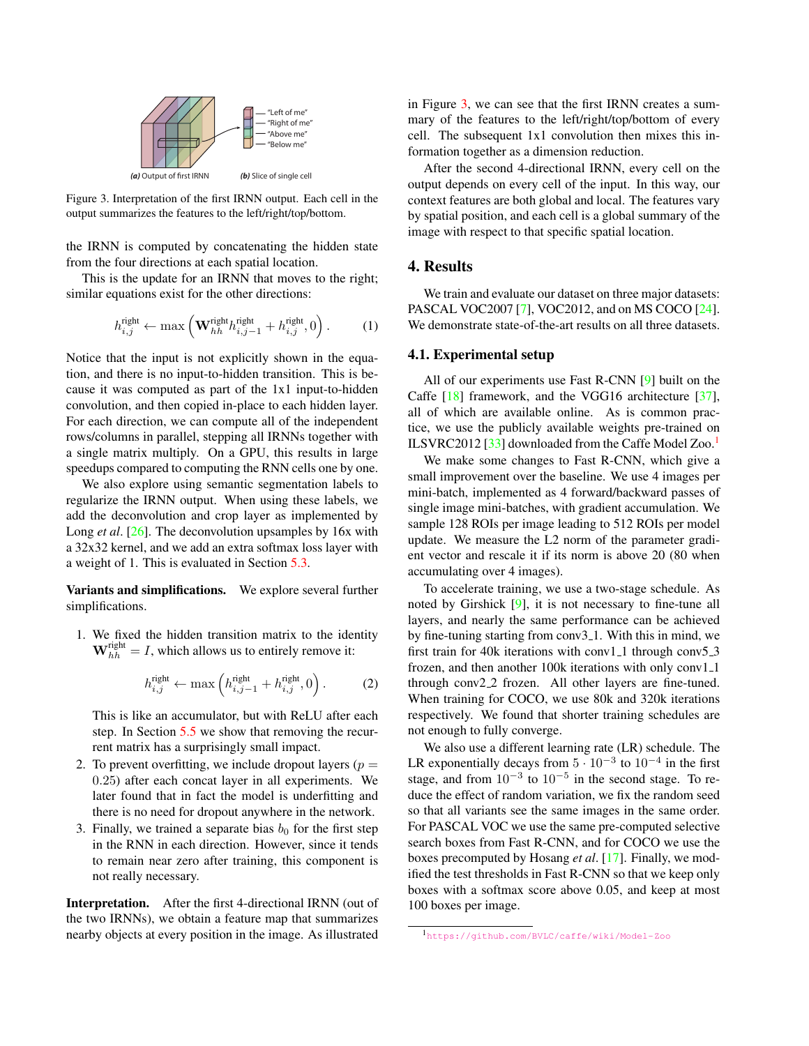Figure 3. Interpretation of the first IRNN output. Each cell in the output summarizes the features to the left/right/top/bottom.

the IRNN is computed by concatenating the hidden state from the four directions at each spatial location.

This is the update for an IRNN that moves to the right; similar equations exist for the other directions:

$$h_{i,j}^{\text{right}} \leftarrow \max\left(\mathbf{W}_{hh}^{\text{right}} h_{i,j-1}^{\text{right}} + h_{i,j}^{\text{right}}, 0\right). \quad (1)$$

Notice that the input is not explicitly shown in the equation, and there is no input-to-hidden transition. This is because it was computed as part of the 1x1 input-to-hidden convolution, and then copied in-place to each hidden layer. For each direction, we can compute all of the independent rows/columns in parallel, stepping all IRNNs together with a single matrix multiply. On a GPU, this results in large speedups compared to computing the RNN cells one by one.

We also explore using semantic segmentation labels to regularize the IRNN output. When using these labels, we add the deconvolution and crop layer as implemented by Long *et al*. [26]. The deconvolution upsamples by 16x with a 32x32 kernel, and we add an extra softmax loss layer with a weight of 1. This is evaluated in Section 5.3.

**Variants and simplifications.** We explore several further simplifications.

1. We fixed the hidden transition matrix to the identity $\mathbf{W}_{hh}^{\text{right}} = I$, which allows us to entirely remove it:

$$h_{i,j}^{\text{right}} \leftarrow \max\left(h_{i,j-1}^{\text{right}} + h_{i,j}^{\text{right}}, 0\right). \quad (2)$$

   This is like an accumulator, but with ReLU after each step. In Section 5.5 we show that removing the recurrent matrix has a surprisingly small impact.

2. To prevent overfitting, we include dropout layers ($p = 0.25$) after each concat layer in all experiments. We later found that in fact the model is underfitting and there is no need for dropout anywhere in the network.

3. Finally, we trained a separate bias $b_0$ for the first step in the RNN in each direction. However, since it tends to remain near zero after training, this component is not really necessary.

**Interpretation.** After the first 4-directional IRNN (out of the two IRNNs), we obtain a feature map that summarizes nearby objects at every position in the image. As illustrated in Figure 3, we can see that the first IRNN creates a summary of the features to the left/right/top/bottom of every cell. The subsequent 1x1 convolution then mixes this information together as a dimension reduction.

After the second 4-directional IRNN, every cell on the output depends on every cell of the input. In this way, our context features are both global and local. The features vary by spatial position, and each cell is a global summary of the image with respect to that specific spatial location.

# 4. Results

We train and evaluate our dataset on three major datasets: PASCAL VOC2007 [7], VOC2012, and on MS COCO [24]. We demonstrate state-of-the-art results on all three datasets.

## 4.1. Experimental setup

All of our experiments use Fast R-CNN [9] built on the Caffe [18] framework, and the VGG16 architecture [37], all of which are available online. As is common practice, we use the publicly available weights pre-trained on ILSVRC2012 [33] downloaded from the Caffe Model Zoo.[1]

We make some changes to Fast R-CNN, which give a small improvement over the baseline. We use 4 images per mini-batch, implemented as 4 forward/backward passes of single image mini-batches, with gradient accumulation. We sample 128 ROIs per image leading to 512 ROIs per model update. We measure the L2 norm of the parameter gradient vector and rescale it if its norm is above 20 (80 when accumulating over 4 images).

To accelerate training, we use a two-stage schedule. As noted by Girshick [9], it is not necessary to fine-tune all layers, and nearly the same performance can be achieved by fine-tuning starting from conv3_1. With this in mind, we first train for 40k iterations with conv1_1 through conv5_3 frozen, and then another 100k iterations with only conv1_1 through conv2_2 frozen. All other layers are fine-tuned. When training for COCO, we use 80k and 320k iterations respectively. We found that shorter training schedules are not enough to fully converge.

We also use a different learning rate (LR) schedule. The LR exponentially decays from $5 \cdot 10^{-3}$ to $10^{-4}$ in the first stage, and from $10^{-3}$ to $10^{-5}$ in the second stage. To reduce the effect of random variation, we fix the random seed so that all variants see the same images in the same order. For PASCAL VOC we use the same pre-computed selective search boxes from Fast R-CNN, and for COCO we use the boxes precomputed by Hosang *et al*. [17]. Finally, we modified the test thresholds in Fast R-CNN so that we keep only boxes with a softmax score above 0.05, and keep at most 100 boxes per image.

[1] https://github.com/BVLC/caffe/wiki/Model-Zoo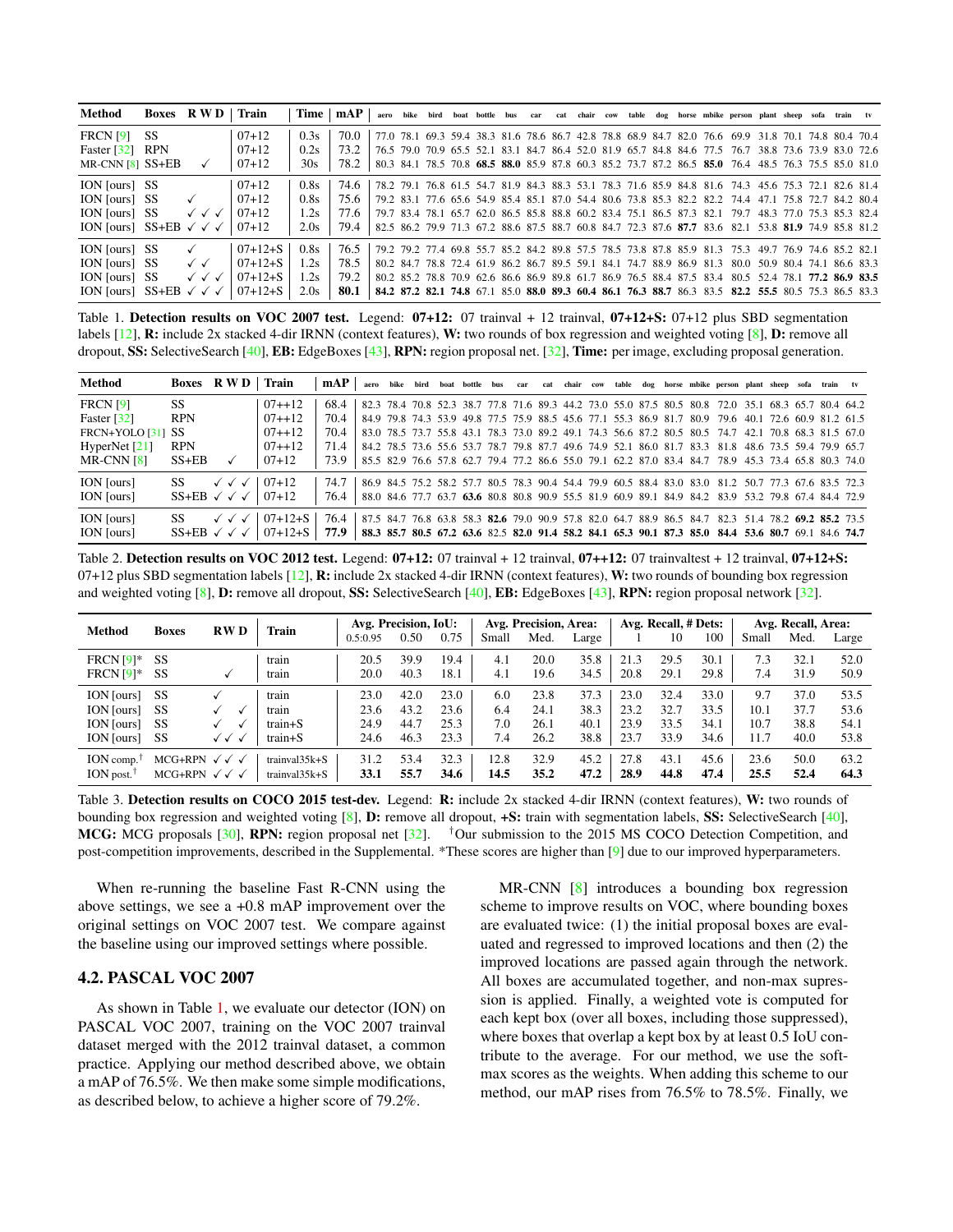| Method | Boxes | R | W | D | Train | Time | mAP | aero | bike | bird | boat | bottle | bus | car | cat | chair | cow | table | dog | horse | mbike | person | plant | sheep | sofa | train | tv |
|---|---|---|---|---|---|---|---|---|---|---|---|---|---|---|---|---|---|---|---|---|---|---|---|---|---|---|---|
| FRCN [9] | SS | | | | 07+12 | 0.3s | 70.0 | 77.0 | 78.1 | 69.3 | 59.4 | 38.3 | 81.6 | 78.6 | 86.7 | 42.8 | 78.8 | 68.9 | 84.7 | 82.0 | 76.6 | 69.9 | 31.8 | 70.1 | 74.8 | 80.4 | 70.4 |
| Faster [32] | RPN | | | | 07+12 | 0.2s | 73.2 | 76.5 | 79.0 | 70.9 | 65.5 | 52.1 | 83.1 | 84.7 | 86.4 | 52.0 | 81.9 | 65.7 | 84.8 | 84.6 | 77.5 | 76.7 | 38.8 | 73.6 | 73.9 | 83.0 | 72.6 |
| MR-CNN [8] | SS+EB | | ✓ | | 07+12 | 30s | 78.2 | 80.3 | 84.1 | 78.5 | 70.8 | **68.5** | **88.0** | 85.9 | 87.8 | 60.3 | 85.2 | 73.7 | 87.2 | 86.5 | **85.0** | 76.4 | 48.5 | 76.3 | 75.5 | 85.0 | 81.0 |
| ION [ours] | SS | | | | 07+12 | 0.8s | 74.6 | 78.2 | 79.1 | 76.8 | 61.5 | 54.7 | 81.9 | 84.3 | 88.3 | 53.1 | 78.3 | 71.6 | 85.9 | 84.8 | 81.6 | 74.3 | 45.6 | 75.3 | 72.1 | 82.6 | 81.4 |
| ION [ours] | SS | | ✓ | | 07+12 | 0.8s | 75.6 | 79.2 | 83.1 | 77.6 | 65.6 | 54.9 | 85.4 | 85.1 | 87.0 | 54.4 | 80.6 | 73.8 | 85.3 | 82.2 | 82.2 | 74.4 | 47.1 | 75.8 | 72.7 | 84.2 | 80.4 |
| ION [ours] | SS | ✓ | ✓ | ✓ | 07+12 | 1.2s | 77.6 | 79.7 | 83.4 | 78.1 | 65.7 | 62.0 | 86.5 | 85.8 | 88.8 | 60.2 | 83.4 | 75.1 | 86.5 | 87.3 | 82.1 | 79.7 | 48.3 | 77.0 | 75.3 | 85.3 | 82.4 |
| ION [ours] | SS+EB | ✓ | ✓ | ✓ | 07+12 | 2.0s | 79.4 | 82.5 | 86.2 | 79.9 | 71.3 | 67.2 | 88.6 | 87.5 | 88.7 | 60.8 | 84.7 | 72.3 | 87.6 | **87.7** | 83.6 | 82.1 | 53.8 | **81.9** | 74.9 | 85.8 | 81.2 |
| ION [ours] | SS | | ✓ | | 07+12+S | 0.8s | 76.5 | 79.2 | 79.2 | 77.4 | 69.8 | 55.7 | 85.2 | 84.2 | 89.8 | 57.5 | 78.5 | 73.8 | 87.8 | 85.9 | 81.3 | 75.3 | 49.7 | 76.9 | 74.6 | 85.2 | 82.1 |
| ION [ours] | SS | ✓ | ✓ | | 07+12+S | 1.2s | 78.5 | 80.2 | 84.7 | 78.8 | 72.4 | 61.9 | 86.2 | 86.7 | 89.5 | 59.1 | 84.1 | 74.7 | 88.9 | 86.9 | 81.3 | 80.0 | 50.9 | 80.4 | 74.1 | 86.6 | 83.3 |
| ION [ours] | SS | ✓ | ✓ | ✓ | 07+12+S | 1.2s | 79.2 | 80.2 | 85.2 | 78.8 | 70.9 | 62.6 | 86.6 | 86.9 | 89.8 | 61.7 | 86.9 | 76.5 | 88.4 | 87.5 | 83.4 | 80.5 | 52.4 | 78.1 | **77.2** | **86.9** | **83.5** |
| ION [ours] | SS+EB | ✓ | ✓ | ✓ | 07+12+S | 2.0s | **80.1** | **84.2** | **87.2** | **82.1** | **74.8** | 67.1 | 85.0 | **88.0** | **89.3** | **60.4** | **86.1** | **76.3** | **88.7** | 86.3 | 83.5 | **82.2** | **55.5** | 80.5 | 75.3 | 86.5 | 83.3 |

Table 1. **Detection results on VOC 2007 test.** Legend: **07+12:** 07 trainval + 12 trainval, **07+12+S:** 07+12 plus SBD segmentation labels [12], **R:** include 2x stacked 4-dir IRNN (context features), **W:** two rounds of box regression and weighted voting [8], **D:** remove all dropout, **SS:** SelectiveSearch [40], **EB:** EdgeBoxes [43], **RPN:** region proposal net. [32], **Time:** per image, excluding proposal generation.

| Method | Boxes | R | W | D | Train | mAP | aero | bike | bird | boat | bottle | bus | car | cat | chair | cow | table | dog | horse | mbike | person | plant | sheep | sofa | train | tv |
|---|---|---|---|---|---|---|---|---|---|---|---|---|---|---|---|---|---|---|---|---|---|---|---|---|---|---|
| FRCN [9] | SS | | | | 07++12 | 68.4 | 82.3 | 78.4 | 70.8 | 52.3 | 38.7 | 77.8 | 71.6 | 89.3 | 44.2 | 73.0 | 55.0 | 87.5 | 80.5 | 80.8 | 72.0 | 35.1 | 68.3 | 65.7 | 80.4 | 64.2 |
| Faster [32] | RPN | | | | 07++12 | 70.4 | 84.9 | 79.8 | 74.3 | 53.9 | 49.8 | 77.5 | 75.9 | 88.5 | 45.6 | 77.1 | 55.3 | 86.9 | 81.7 | 80.9 | 79.6 | 40.1 | 72.6 | 60.9 | 81.2 | 61.5 |
| FRCN+YOLO [31] | SS | | | | 07++12 | 70.4 | 83.0 | 78.5 | 73.7 | 55.8 | 43.1 | 78.3 | 73.0 | 89.2 | 49.1 | 74.3 | 56.6 | 87.2 | 80.5 | 80.5 | 74.7 | 42.1 | 70.8 | 68.3 | 81.5 | 67.0 |
| HyperNet [21] | RPN | | | | 07++12 | 71.4 | 84.2 | 78.5 | 73.6 | 55.6 | 53.7 | 78.7 | 79.8 | 87.7 | 49.6 | 74.9 | 52.1 | 86.0 | 81.7 | 83.3 | 81.8 | 48.6 | 73.5 | 59.4 | 79.9 | 65.7 |
| MR-CNN [8] | SS+EB | | ✓ | | 07+12 | 73.9 | 85.5 | 82.9 | 76.6 | 57.8 | 62.7 | 79.4 | 77.2 | 86.6 | 55.0 | 79.1 | 62.2 | 87.0 | 83.4 | 84.7 | 78.9 | 45.3 | 73.4 | 65.8 | 80.3 | 74.0 |
| ION [ours] | SS | ✓ | ✓ | ✓ | 07+12 | 74.7 | 86.9 | 84.5 | 75.2 | 58.2 | 57.7 | 80.5 | 78.3 | 90.4 | 54.4 | 79.9 | 60.5 | 88.4 | 83.0 | 83.0 | 81.2 | 50.7 | 77.3 | 67.6 | 83.5 | 72.3 |
| ION [ours] | SS+EB | ✓ | ✓ | ✓ | 07+12 | 76.4 | 88.0 | 84.6 | 77.7 | 63.7 | **63.6** | 80.8 | 80.8 | 90.9 | 55.5 | 81.9 | 60.9 | 89.1 | 84.9 | 84.2 | 83.9 | 53.2 | 79.8 | 67.4 | 84.4 | 72.9 |
| ION [ours] | SS | ✓ | ✓ | ✓ | 07+12+S | 76.4 | 87.5 | 84.7 | 76.8 | 63.8 | 58.3 | **82.6** | 79.0 | 90.9 | 57.8 | 82.0 | 64.7 | 88.9 | 86.5 | 84.7 | 82.3 | 51.4 | 78.2 | **69.2** | **85.2** | 73.5 |
| ION [ours] | SS+EB | ✓ | ✓ | ✓ | 07+12+S | **77.9** | **88.3** | **85.7** | **80.5** | **67.2** | **63.6** | 82.5 | **82.0** | **91.4** | **58.2** | **84.1** | **65.3** | **90.1** | **87.3** | **85.0** | **84.4** | **53.6** | **80.7** | 69.1 | 84.6 | **74.7** |

Table 2. **Detection results on VOC 2012 test.** Legend: **07+12:** 07 trainval + 12 trainval, **07++12:** 07 trainvaltest + 12 trainval, **07+12+S:** 07+12 plus SBD segmentation labels [12], **R:** include 2x stacked 4-dir IRNN (context features), **W:** two rounds of bounding box regression and weighted voting [8], **D:** remove all dropout, **SS:** SelectiveSearch [40], **EB:** EdgeBoxes [43], **RPN:** region proposal network [32].

| Method | Boxes | R | W | D | Train | Avg. Precision, IoU: 0.5:0.95 | 0.50 | 0.75 | Avg. Precision, Area: Small | Med. | Large | Avg. Recall, # Dets: 1 | 10 | 100 | Avg. Recall, Area: Small | Med. | Large |
|---|---|---|---|---|---|---|---|---|---|---|---|---|---|---|---|---|---|
| FRCN [9]* | SS | | | | train | 20.5 | 39.9 | 19.4 | 4.1 | 20.0 | 35.8 | 21.3 | 29.5 | 30.1 | 7.3 | 32.1 | 52.0 |
| FRCN [9]* | SS | | ✓ | | train | 20.0 | 40.3 | 18.1 | 4.1 | 19.6 | 34.5 | 20.8 | 29.1 | 29.8 | 7.4 | 31.9 | 50.9 |
| ION [ours] | SS | ✓ | | | train | 23.0 | 42.0 | 23.0 | 6.0 | 23.8 | 37.3 | 23.0 | 32.4 | 33.0 | 9.7 | 37.0 | 53.5 |
| ION [ours] | SS | ✓ | | ✓ | train | 23.6 | 43.2 | 23.6 | 6.4 | 24.1 | 38.3 | 23.2 | 32.7 | 33.5 | 10.1 | 37.7 | 53.6 |
| ION [ours] | SS | ✓ | | ✓ | train+S | 24.9 | 44.7 | 25.3 | 7.0 | 26.1 | 40.1 | 23.9 | 33.5 | 34.1 | 10.7 | 38.8 | 54.1 |
| ION [ours] | SS | ✓ | ✓ | ✓ | train+S | 24.6 | 46.3 | 23.3 | 7.4 | 26.2 | 38.8 | 23.7 | 33.9 | 34.6 | 11.7 | 40.0 | 53.8 |
| ION comp.† | MCG+RPN | ✓ | ✓ | ✓ | trainval35k+S | 31.2 | 53.4 | 32.3 | 12.8 | 32.9 | 45.2 | 27.8 | 43.1 | 45.6 | 23.6 | 50.0 | 63.2 |
| ION post.† | MCG+RPN | ✓ | ✓ | ✓ | trainval35k+S | **33.1** | **55.7** | **34.6** | **14.5** | **35.2** | **47.2** | **28.9** | **44.8** | **47.4** | **25.5** | **52.4** | **64.3** |

Table 3. **Detection results on COCO 2015 test-dev.** Legend: **R:** include 2x stacked 4-dir IRNN (context features), **W:** two rounds of bounding box regression and weighted voting [8], **D:** remove all dropout, **+S:** train with segmentation labels, **SS:** SelectiveSearch [40], **MCG:** MCG proposals [30], **RPN:** region proposal net [32]. †Our submission to the 2015 MS COCO Detection Competition, and post-competition improvements, described in the Supplemental. *These scores are higher than [9] due to our improved hyperparameters.

When re-running the baseline Fast R-CNN using the above settings, we see a +0.8 mAP improvement over the original settings on VOC 2007 test. We compare against the baseline using our improved settings where possible.

## 4.2. PASCAL VOC 2007

As shown in Table 1, we evaluate our detector (ION) on PASCAL VOC 2007, training on the VOC 2007 trainval dataset merged with the 2012 trainval dataset, a common practice. Applying our method described above, we obtain a mAP of 76.5%. We then make some simple modifications, as described below, to achieve a higher score of 79.2%.

MR-CNN [8] introduces a bounding box regression scheme to improve results on VOC, where bounding boxes are evaluated twice: (1) the initial proposal boxes are evaluated and regressed to improved locations and then (2) the improved locations are passed again through the network. All boxes are accumulated together, and non-max supression is applied. Finally, a weighted vote is computed for each kept box (over all boxes, including those suppressed), where boxes that overlap a kept box by at least 0.5 IoU contribute to the average. For our method, we use the softmax scores as the weights. When adding this scheme to our method, our mAP rises from 76.5% to 78.5%. Finally, we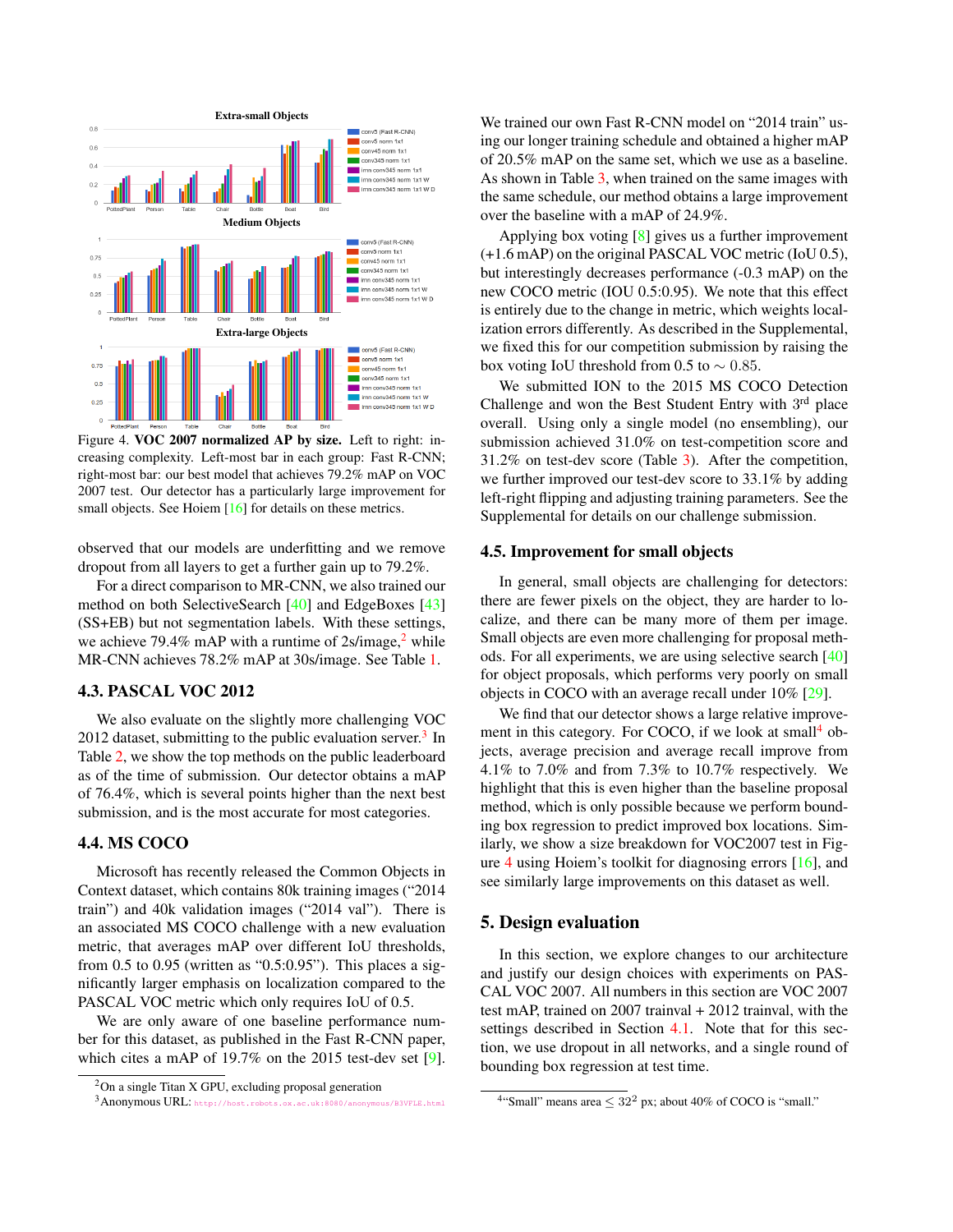Figure 4. **VOC 2007 normalized AP by size.** Left to right: increasing complexity. Left-most bar in each group: Fast R-CNN; right-most bar: our best model that achieves 79.2% mAP on VOC 2007 test. Our detector has a particularly large improvement for small objects. See Hoiem [16] for details on these metrics.

observed that our models are underfitting and we remove dropout from all layers to get a further gain up to 79.2%.

For a direct comparison to MR-CNN, we also trained our method on both SelectiveSearch [40] and EdgeBoxes [43] (SS+EB) but not segmentation labels. With these settings, we achieve 79.4% mAP with a runtime of 2s/image,[2] while MR-CNN achieves 78.2% mAP at 30s/image. See Table 1.

### 4.3. PASCAL VOC 2012

We also evaluate on the slightly more challenging VOC 2012 dataset, submitting to the public evaluation server.[3] In Table 2, we show the top methods on the public leaderboard as of the time of submission. Our detector obtains a mAP of 76.4%, which is several points higher than the next best submission, and is the most accurate for most categories.

### 4.4. MS COCO

Microsoft has recently released the Common Objects in Context dataset, which contains 80k training images ("2014 train") and 40k validation images ("2014 val"). There is an associated MS COCO challenge with a new evaluation metric, that averages mAP over different IoU thresholds, from 0.5 to 0.95 (written as "0.5:0.95"). This places a significantly larger emphasis on localization compared to the PASCAL VOC metric which only requires IoU of 0.5.

We are only aware of one baseline performance number for this dataset, as published in the Fast R-CNN paper, which cites a mAP of 19.7% on the 2015 test-dev set [9]. We trained our own Fast R-CNN model on "2014 train" using our longer training schedule and obtained a higher mAP of 20.5% mAP on the same set, which we use as a baseline. As shown in Table 3, when trained on the same images with the same schedule, our method obtains a large improvement over the baseline with a mAP of 24.9%.

Applying box voting [8] gives us a further improvement (+1.6 mAP) on the original PASCAL VOC metric (IoU 0.5), but interestingly decreases performance (-0.3 mAP) on the new COCO metric (IOU 0.5:0.95). We note that this effect is entirely due to the change in metric, which weights localization errors differently. As described in the Supplemental, we fixed this for our competition submission by raising the box voting IoU threshold from 0.5 to $\sim 0.85$.

We submitted ION to the 2015 MS COCO Detection Challenge and won the Best Student Entry with 3rd place overall. Using only a single model (no ensembling), our submission achieved 31.0% on test-competition score and 31.2% on test-dev score (Table 3). After the competition, we further improved our test-dev score to 33.1% by adding left-right flipping and adjusting training parameters. See the Supplemental for details on our challenge submission.

### 4.5. Improvement for small objects

In general, small objects are challenging for detectors: there are fewer pixels on the object, they are harder to localize, and there can be many more of them per image. Small objects are even more challenging for proposal methods. For all experiments, we are using selective search [40] for object proposals, which performs very poorly on small objects in COCO with an average recall under 10% [29].

We find that our detector shows a large relative improvement in this category. For COCO, if we look at small[4] objects, average precision and average recall improve from 4.1% to 7.0% and from 7.3% to 10.7% respectively. We highlight that this is even higher than the baseline proposal method, which is only possible because we perform bounding box regression to predict improved box locations. Similarly, we show a size breakdown for VOC2007 test in Figure 4 using Hoiem's toolkit for diagnosing errors [16], and see similarly large improvements on this dataset as well.

## 5. Design evaluation

In this section, we explore changes to our architecture and justify our design choices with experiments on PASCAL VOC 2007. All numbers in this section are VOC 2007 test mAP, trained on 2007 trainval + 2012 trainval, with the settings described in Section 4.1. Note that for this section, we use dropout in all networks, and a single round of bounding box regression at test time.

[2] On a single Titan X GPU, excluding proposal generation

[3] Anonymous URL: http://host.robots.ox.ac.uk:8080/anonymous/B3VFLE.html

[4] "Small" means area $\leq 32^2$ px; about 40% of COCO is "small."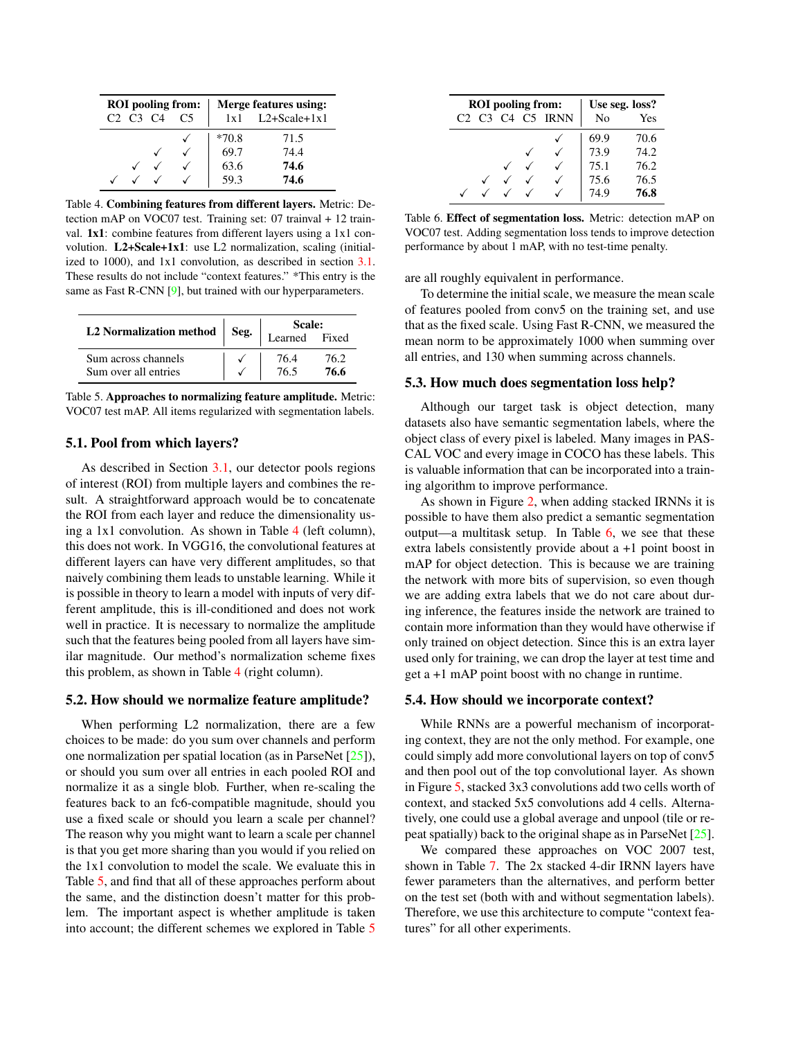| ROI pooling from: | | | | Merge features using: | |
|---|---|---|---|---|---|
| C2 | C3 | C4 | C5 | 1x1 | L2+Scale+1x1 |
| | | | ✓ | *70.8 | 71.5 |
| | | ✓ | ✓ | 69.7 | 74.4 |
| | ✓ | ✓ | ✓ | 63.6 | **74.6** |
| ✓ | ✓ | ✓ | ✓ | 59.3 | **74.6** |

Table 4. **Combining features from different layers.** Metric: Detection mAP on VOC07 test. Training set: 07 trainval + 12 trainval. **1x1**: combine features from different layers using a 1x1 convolution. **L2+Scale+1x1**: use L2 normalization, scaling (initialized to 1000), and 1x1 convolution, as described in section 3.1. These results do not include "context features." *This entry is the same as Fast R-CNN [9], but trained with our hyperparameters.

| L2 Normalization method | Seg. | Scale: Learned | Scale: Fixed |
|---|---|---|---|
| Sum across channels | ✓ | 76.4 | 76.2 |
| Sum over all entries | ✓ | 76.5 | **76.6** |

Table 5. **Approaches to normalizing feature amplitude.** Metric: VOC07 test mAP. All items regularized with segmentation labels.

## 5.1. Pool from which layers?

As described in Section 3.1, our detector pools regions of interest (ROI) from multiple layers and combines the result. A straightforward approach would be to concatenate the ROI from each layer and reduce the dimensionality using a 1x1 convolution. As shown in Table 4 (left column), this does not work. In VGG16, the convolutional features at different layers can have very different amplitudes, so that naively combining them leads to unstable learning. While it is possible in theory to learn a model with inputs of very different amplitude, this is ill-conditioned and does not work well in practice. It is necessary to normalize the amplitude such that the features being pooled from all layers have similar magnitude. Our method's normalization scheme fixes this problem, as shown in Table 4 (right column).

## 5.2. How should we normalize feature amplitude?

When performing L2 normalization, there are a few choices to be made: do you sum over channels and perform one normalization per spatial location (as in ParseNet [25]), or should you sum over all entries in each pooled ROI and normalize it as a single blob. Further, when re-scaling the features back to an fc6-compatible magnitude, should you use a fixed scale or should you learn a scale per channel? The reason why you might want to learn a scale per channel is that you get more sharing than you would if you relied on the 1x1 convolution to model the scale. We evaluate this in Table 5, and find that all of these approaches perform about the same, and the distinction doesn't matter for this problem. The important aspect is whether amplitude is taken into account; the different schemes we explored in Table 5 are all roughly equivalent in performance.

To determine the initial scale, we measure the mean scale of features pooled from conv5 on the training set, and use that as the fixed scale. Using Fast R-CNN, we measured the mean norm to be approximately 1000 when summing over all entries, and 130 when summing across channels.

| ROI pooling from: | | | | | Use seg. loss? | |
|---|---|---|---|---|---|---|
| C2 | C3 | C4 | C5 | IRNN | No | Yes |
| | | | | ✓ | 69.9 | 70.6 |
| | | | ✓ | ✓ | 73.9 | 74.2 |
| | | ✓ | ✓ | ✓ | 75.1 | 76.2 |
| | ✓ | ✓ | ✓ | ✓ | 75.6 | 76.5 |
| ✓ | ✓ | ✓ | ✓ | ✓ | 74.9 | **76.8** |

Table 6. **Effect of segmentation loss.** Metric: detection mAP on VOC07 test. Adding segmentation loss tends to improve detection performance by about 1 mAP, with no test-time penalty.

## 5.3. How much does segmentation loss help?

Although our target task is object detection, many datasets also have semantic segmentation labels, where the object class of every pixel is labeled. Many images in PASCAL VOC and every image in COCO has these labels. This is valuable information that can be incorporated into a training algorithm to improve performance.

As shown in Figure 2, when adding stacked IRNNs it is possible to have them also predict a semantic segmentation output—a multitask setup. In Table 6, we see that these extra labels consistently provide about a +1 point boost in mAP for object detection. This is because we are training the network with more bits of supervision, so even though we are adding extra labels that we do not care about during inference, the features inside the network are trained to contain more information than they would have otherwise if only trained on object detection. Since this is an extra layer used only for training, we can drop the layer at test time and get a +1 mAP point boost with no change in runtime.

## 5.4. How should we incorporate context?

While RNNs are a powerful mechanism of incorporating context, they are not the only method. For example, one could simply add more convolutional layers on top of conv5 and then pool out of the top convolutional layer. As shown in Figure 5, stacked 3x3 convolutions add two cells worth of context, and stacked 5x5 convolutions add 4 cells. Alternatively, one could use a global average and unpool (tile or repeat spatially) back to the original shape as in ParseNet [25].

We compared these approaches on VOC 2007 test, shown in Table 7. The 2x stacked 4-dir IRNN layers have fewer parameters than the alternatives, and perform better on the test set (both with and without segmentation labels). Therefore, we use this architecture to compute "context features" for all other experiments.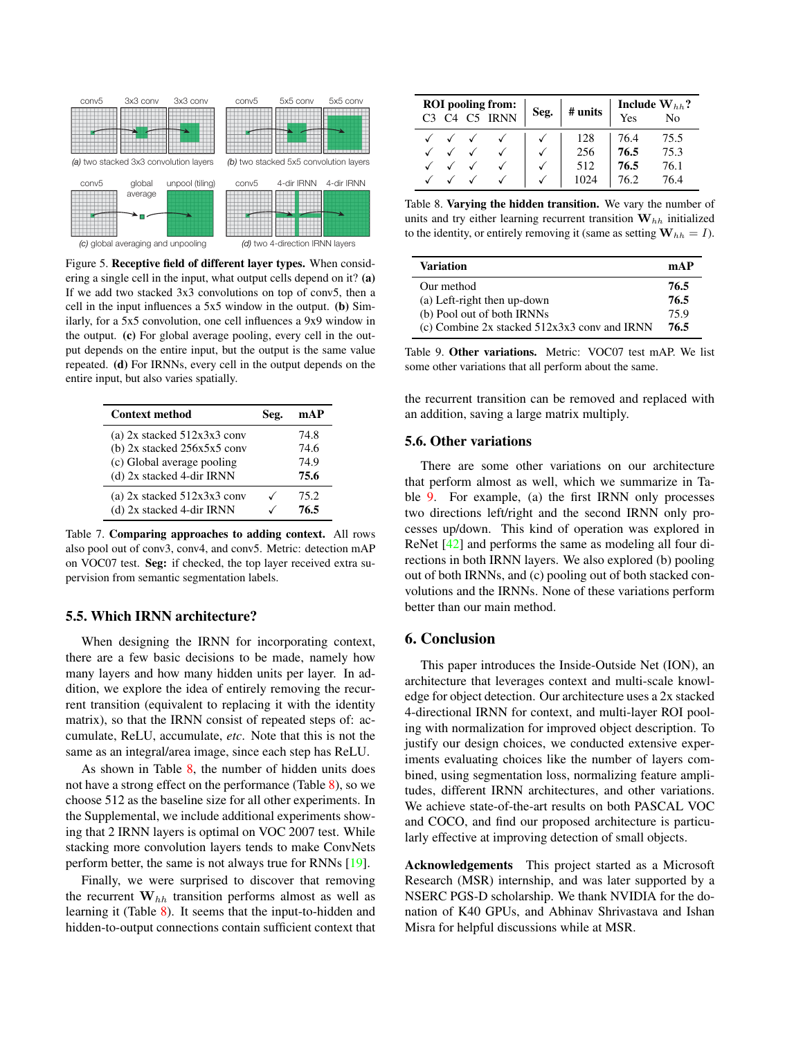Figure 5. **Receptive field of different layer types.** When considering a single cell in the input, what output cells depend on it? **(a)** If we add two stacked 3x3 convolutions on top of conv5, then a cell in the input influences a 5x5 window in the output. **(b)** Similarly, for a 5x5 convolution, one cell influences a 9x9 window in the output. **(c)** For global average pooling, every cell in the output depends on the entire input, but the output is the same value repeated. **(d)** For IRNNs, every cell in the output depends on the entire input, but also varies spatially.

| Context method | Seg. | mAP |
|---|---|---|
| (a) 2x stacked 512x3x3 conv | | 74.8 |
| (b) 2x stacked 256x5x5 conv | | 74.6 |
| (c) Global average pooling | | 74.9 |
| (d) 2x stacked 4-dir IRNN | | **75.6** |
| (a) 2x stacked 512x3x3 conv | ✓ | 75.2 |
| (d) 2x stacked 4-dir IRNN | ✓ | **76.5** |

Table 7. **Comparing approaches to adding context.** All rows also pool out of conv3, conv4, and conv5. Metric: detection mAP on VOC07 test. **Seg:** if checked, the top layer received extra supervision from semantic segmentation labels.

### 5.5. Which IRNN architecture?

When designing the IRNN for incorporating context, there are a few basic decisions to be made, namely how many layers and how many hidden units per layer. In addition, we explore the idea of entirely removing the recurrent transition (equivalent to replacing it with the identity matrix), so that the IRNN consist of repeated steps of: accumulate, ReLU, accumulate, *etc*. Note that this is not the same as an integral/area image, since each step has ReLU.

As shown in Table 8, the number of hidden units does not have a strong effect on the performance (Table 8), so we choose 512 as the baseline size for all other experiments. In the Supplemental, we include additional experiments showing that 2 IRNN layers is optimal on VOC 2007 test. While stacking more convolution layers tends to make ConvNets perform better, the same is not always true for RNNs [19].

Finally, we were surprised to discover that removing the recurrent $\mathbf{W}_{hh}$ transition performs almost as well as learning it (Table 8). It seems that the input-to-hidden and hidden-to-output connections contain sufficient context that the recurrent transition can be removed and replaced with an addition, saving a large matrix multiply.

| ROI pooling from: C3 | C4 | C5 | IRNN | Seg. | # units | Include $\mathbf{W}_{hh}$? Yes | No |
|---|---|---|---|---|---|---|---|
| ✓ | ✓ | ✓ | ✓ | ✓ | 128 | 76.4 | 75.5 |
| ✓ | ✓ | ✓ | ✓ | ✓ | 256 | **76.5** | 75.3 |
| ✓ | ✓ | ✓ | ✓ | ✓ | 512 | **76.5** | 76.1 |
| ✓ | ✓ | ✓ | ✓ | ✓ | 1024 | 76.2 | 76.4 |

Table 8. **Varying the hidden transition.** We vary the number of units and try either learning recurrent transition $\mathbf{W}_{hh}$ initialized to the identity, or entirely removing it (same as setting $\mathbf{W}_{hh} = I$).

| Variation | mAP |
|---|---|
| Our method | **76.5** |
| (a) Left-right then up-down | **76.5** |
| (b) Pool out of both IRNNs | 75.9 |
| (c) Combine 2x stacked 512x3x3 conv and IRNN | **76.5** |

Table 9. **Other variations.** Metric: VOC07 test mAP. We list some other variations that all perform about the same.

### 5.6. Other variations

There are some other variations on our architecture that perform almost as well, which we summarize in Table 9. For example, (a) the first IRNN only processes two directions left/right and the second IRNN only processes up/down. This kind of operation was explored in ReNet [42] and performs the same as modeling all four directions in both IRNN layers. We also explored (b) pooling out of both IRNNs, and (c) pooling out of both stacked convolutions and the IRNNs. None of these variations perform better than our main method.

## 6. Conclusion

This paper introduces the Inside-Outside Net (ION), an architecture that leverages context and multi-scale knowledge for object detection. Our architecture uses a 2x stacked 4-directional IRNN for context, and multi-layer ROI pooling with normalization for improved object description. To justify our design choices, we conducted extensive experiments evaluating choices like the number of layers combined, using segmentation loss, normalizing feature amplitudes, different IRNN architectures, and other variations. We achieve state-of-the-art results on both PASCAL VOC and COCO, and find our proposed architecture is particularly effective at improving detection of small objects.

**Acknowledgements** This project started as a Microsoft Research (MSR) internship, and was later supported by a NSERC PGS-D scholarship. We thank NVIDIA for the donation of K40 GPUs, and Abhinav Shrivastava and Ishan Misra for helpful discussions while at MSR.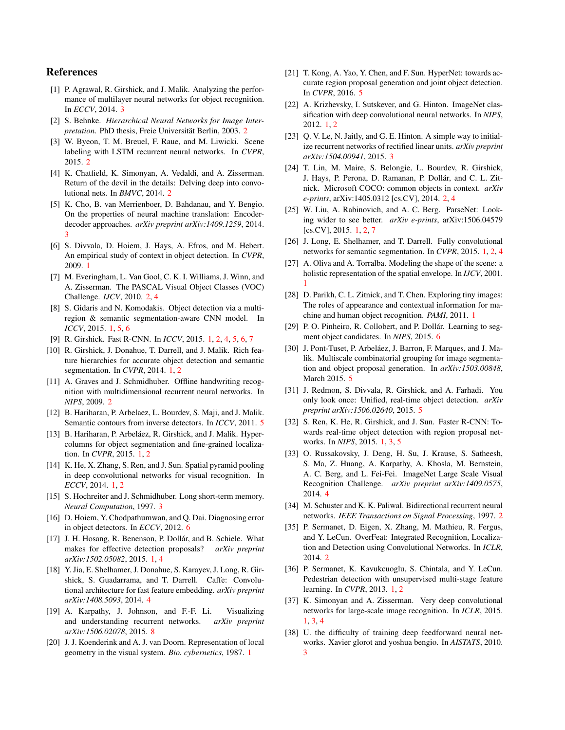## References

[1] P. Agrawal, R. Girshick, and J. Malik. Analyzing the performance of multilayer neural networks for object recognition. In *ECCV*, 2014. 3

[2] S. Behnke. *Hierarchical Neural Networks for Image Interpretation*. PhD thesis, Freie Universität Berlin, 2003. 2

[3] W. Byeon, T. M. Breuel, F. Raue, and M. Liwicki. Scene labeling with LSTM recurrent neural networks. In *CVPR*, 2015. 2

[4] K. Chatfield, K. Simonyan, A. Vedaldi, and A. Zisserman. Return of the devil in the details: Delving deep into convolutional nets. In *BMVC*, 2014. 2

[5] K. Cho, B. van Merrienboer, D. Bahdanau, and Y. Bengio. On the properties of neural machine translation: Encoder-decoder approaches. *arXiv preprint arXiv:1409.1259*, 2014. 3

[6] S. Divvala, D. Hoiem, J. Hays, A. Efros, and M. Hebert. An empirical study of context in object detection. In *CVPR*, 2009. 1

[7] M. Everingham, L. Van Gool, C. K. I. Williams, J. Winn, and A. Zisserman. The PASCAL Visual Object Classes (VOC) Challenge. *IJCV*, 2010. 2, 4

[8] S. Gidaris and N. Komodakis. Object detection via a multi-region & semantic segmentation-aware CNN model. In *ICCV*, 2015. 1, 5, 6

[9] R. Girshick. Fast R-CNN. In *ICCV*, 2015. 1, 2, 4, 5, 6, 7

[10] R. Girshick, J. Donahue, T. Darrell, and J. Malik. Rich feature hierarchies for accurate object detection and semantic segmentation. In *CVPR*, 2014. 1, 2

[11] A. Graves and J. Schmidhuber. Offline handwriting recognition with multidimensional recurrent neural networks. In *NIPS*, 2009. 2

[12] B. Hariharan, P. Arbelaez, L. Bourdev, S. Maji, and J. Malik. Semantic contours from inverse detectors. In *ICCV*, 2011. 5

[13] B. Hariharan, P. Arbeláez, R. Girshick, and J. Malik. Hypercolumns for object segmentation and fine-grained localization. In *CVPR*, 2015. 1, 2

[14] K. He, X. Zhang, S. Ren, and J. Sun. Spatial pyramid pooling in deep convolutional networks for visual recognition. In *ECCV*, 2014. 1, 2

[15] S. Hochreiter and J. Schmidhuber. Long short-term memory. *Neural Computation*, 1997. 3

[16] D. Hoiem, Y. Chodpathumwan, and Q. Dai. Diagnosing error in object detectors. In *ECCV*, 2012. 6

[17] J. H. Hosang, R. Benenson, P. Dollár, and B. Schiele. What makes for effective detection proposals? *arXiv preprint arXiv:1502.05082*, 2015. 1, 4

[18] Y. Jia, E. Shelhamer, J. Donahue, S. Karayev, J. Long, R. Girshick, S. Guadarrama, and T. Darrell. Caffe: Convolutional architecture for fast feature embedding. *arXiv preprint arXiv:1408.5093*, 2014. 4

[19] A. Karpathy, J. Johnson, and F.-F. Li. Visualizing and understanding recurrent networks. *arXiv preprint arXiv:1506.02078*, 2015. 8

[20] J. J. Koenderink and A. J. van Doorn. Representation of local geometry in the visual system. *Bio. cybernetics*, 1987. 1

[21] T. Kong, A. Yao, Y. Chen, and F. Sun. HyperNet: towards accurate region proposal generation and joint object detection. In *CVPR*, 2016. 5

[22] A. Krizhevsky, I. Sutskever, and G. Hinton. ImageNet classification with deep convolutional neural networks. In *NIPS*, 2012. 1, 2

[23] Q. V. Le, N. Jaitly, and G. E. Hinton. A simple way to initialize recurrent networks of rectified linear units. *arXiv preprint arXiv:1504.00941*, 2015. 3

[24] T. Lin, M. Maire, S. Belongie, L. Bourdev, R. Girshick, J. Hays, P. Perona, D. Ramanan, P. Dollár, and C. L. Zitnick. Microsoft COCO: common objects in context. *arXiv e-prints*, arXiv:1405.0312 [cs.CV], 2014. 2, 4

[25] W. Liu, A. Rabinovich, and A. C. Berg. ParseNet: Looking wider to see better. *arXiv e-prints*, arXiv:1506.04579 [cs.CV], 2015. 1, 2, 7

[26] J. Long, E. Shelhamer, and T. Darrell. Fully convolutional networks for semantic segmentation. In *CVPR*, 2015. 1, 2, 4

[27] A. Oliva and A. Torralba. Modeling the shape of the scene: a holistic representation of the spatial envelope. In *IJCV*, 2001. 1

[28] D. Parikh, C. L. Zitnick, and T. Chen. Exploring tiny images: The roles of appearance and contextual information for machine and human object recognition. *PAMI*, 2011. 1

[29] P. O. Pinheiro, R. Collobert, and P. Dollár. Learning to segment object candidates. In *NIPS*, 2015. 6

[30] J. Pont-Tuset, P. Arbeláez, J. Barron, F. Marques, and J. Malik. Multiscale combinatorial grouping for image segmentation and object proposal generation. In *arXiv:1503.00848*, March 2015. 5

[31] J. Redmon, S. Divvala, R. Girshick, and A. Farhadi. You only look once: Unified, real-time object detection. *arXiv preprint arXiv:1506.02640*, 2015. 5

[32] S. Ren, K. He, R. Girshick, and J. Sun. Faster R-CNN: Towards real-time object detection with region proposal networks. In *NIPS*, 2015. 1, 3, 5

[33] O. Russakovsky, J. Deng, H. Su, J. Krause, S. Satheesh, S. Ma, Z. Huang, A. Karpathy, A. Khosla, M. Bernstein, A. C. Berg, and L. Fei-Fei. ImageNet Large Scale Visual Recognition Challenge. *arXiv preprint arXiv:1409.0575*, 2014. 4

[34] M. Schuster and K. K. Paliwal. Bidirectional recurrent neural networks. *IEEE Transactions on Signal Processing*, 1997. 2

[35] P. Sermanet, D. Eigen, X. Zhang, M. Mathieu, R. Fergus, and Y. LeCun. OverFeat: Integrated Recognition, Localization and Detection using Convolutional Networks. In *ICLR*, 2014. 2

[36] P. Sermanet, K. Kavukcuoglu, S. Chintala, and Y. LeCun. Pedestrian detection with unsupervised multi-stage feature learning. In *CVPR*, 2013. 1, 2

[37] K. Simonyan and A. Zisserman. Very deep convolutional networks for large-scale image recognition. In *ICLR*, 2015. 1, 3, 4

[38] U. the difficulty of training deep feedforward neural networks. Xavier glorot and yoshua bengio. In *AISTATS*, 2010. 3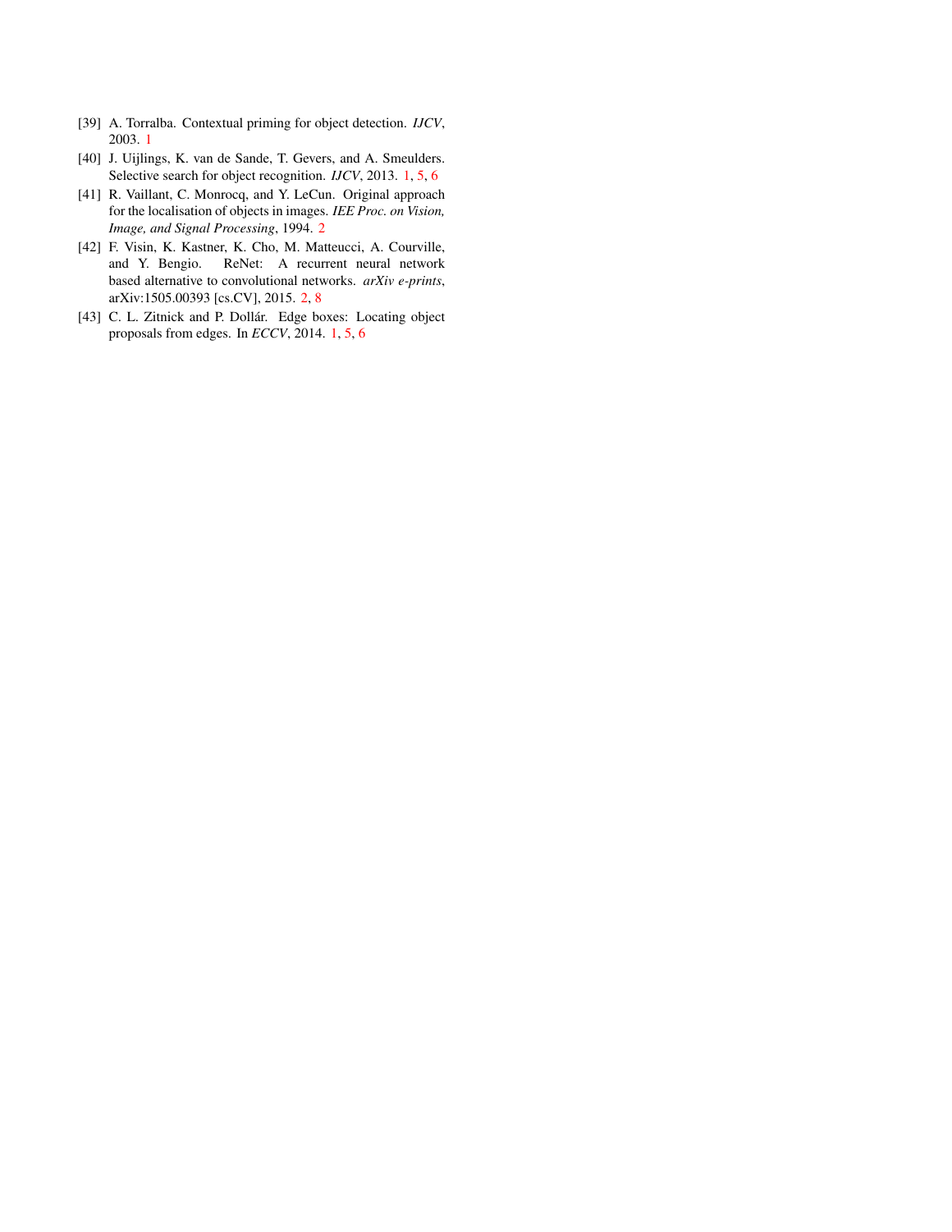[39] A. Torralba. Contextual priming for object detection. *IJCV*, 2003. 1

[40] J. Uijlings, K. van de Sande, T. Gevers, and A. Smeulders. Selective search for object recognition. *IJCV*, 2013. 1, 5, 6

[41] R. Vaillant, C. Monrocq, and Y. LeCun. Original approach for the localisation of objects in images. *IEE Proc. on Vision, Image, and Signal Processing*, 1994. 2

[42] F. Visin, K. Kastner, K. Cho, M. Matteucci, A. Courville, and Y. Bengio. ReNet: A recurrent neural network based alternative to convolutional networks. *arXiv e-prints*, arXiv:1505.00393 [cs.CV], 2015. 2, 8

[43] C. L. Zitnick and P. Dollár. Edge boxes: Locating object proposals from edges. In *ECCV*, 2014. 1, 5, 6